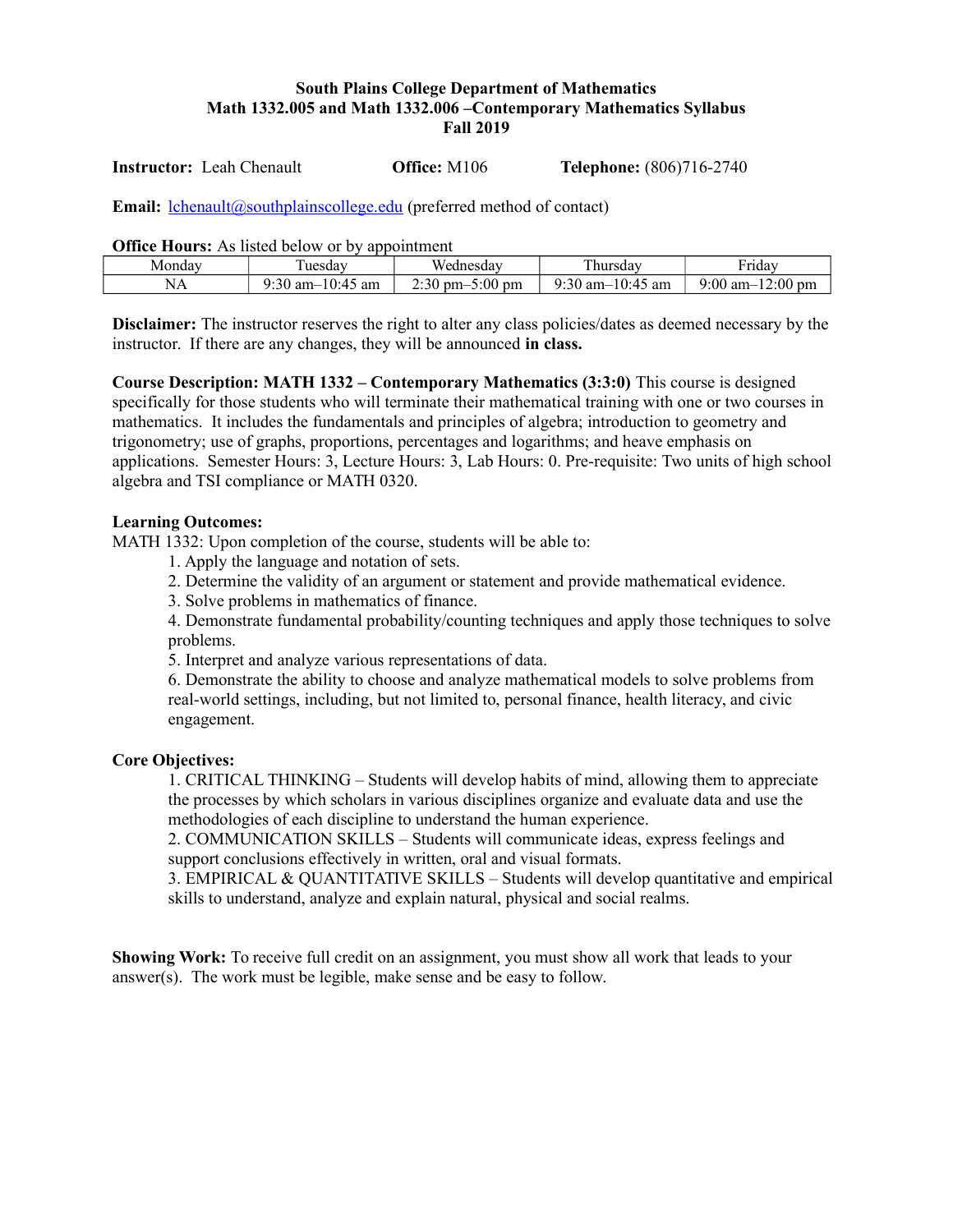**South Plains College Department of Mathematics**
**Math 1332.005 and Math 1332.006 –Contemporary Mathematics Syllabus**
**Fall 2019**

**Instructor:** Leah Chenault **Office:** M106 **Telephone:** (806)716-2740

**Email:** lchenault@southplainscollege.edu (preferred method of contact)

**Office Hours:** As listed below or by appointment

| Monday | Tuesday | Wednesday | Thursday | Friday |
|---|---|---|---|---|
| NA | 9:30 am–10:45 am | 2:30 pm–5:00 pm | 9:30 am–10:45 am | 9:00 am–12:00 pm |

**Disclaimer:** The instructor reserves the right to alter any class policies/dates as deemed necessary by the instructor. If there are any changes, they will be announced **in class.**

**Course Description: MATH 1332 – Contemporary Mathematics (3:3:0)** This course is designed specifically for those students who will terminate their mathematical training with one or two courses in mathematics. It includes the fundamentals and principles of algebra; introduction to geometry and trigonometry; use of graphs, proportions, percentages and logarithms; and heave emphasis on applications. Semester Hours: 3, Lecture Hours: 3, Lab Hours: 0. Pre-requisite: Two units of high school algebra and TSI compliance or MATH 0320.

**Learning Outcomes:**

MATH 1332: Upon completion of the course, students will be able to:

1. Apply the language and notation of sets.
2. Determine the validity of an argument or statement and provide mathematical evidence.
3. Solve problems in mathematics of finance.
4. Demonstrate fundamental probability/counting techniques and apply those techniques to solve problems.
5. Interpret and analyze various representations of data.
6. Demonstrate the ability to choose and analyze mathematical models to solve problems from real-world settings, including, but not limited to, personal finance, health literacy, and civic engagement.

**Core Objectives:**

1. CRITICAL THINKING – Students will develop habits of mind, allowing them to appreciate the processes by which scholars in various disciplines organize and evaluate data and use the methodologies of each discipline to understand the human experience.
2. COMMUNICATION SKILLS – Students will communicate ideas, express feelings and support conclusions effectively in written, oral and visual formats.
3. EMPIRICAL & QUANTITATIVE SKILLS – Students will develop quantitative and empirical skills to understand, analyze and explain natural, physical and social realms.

**Showing Work:** To receive full credit on an assignment, you must show all work that leads to your answer(s). The work must be legible, make sense and be easy to follow.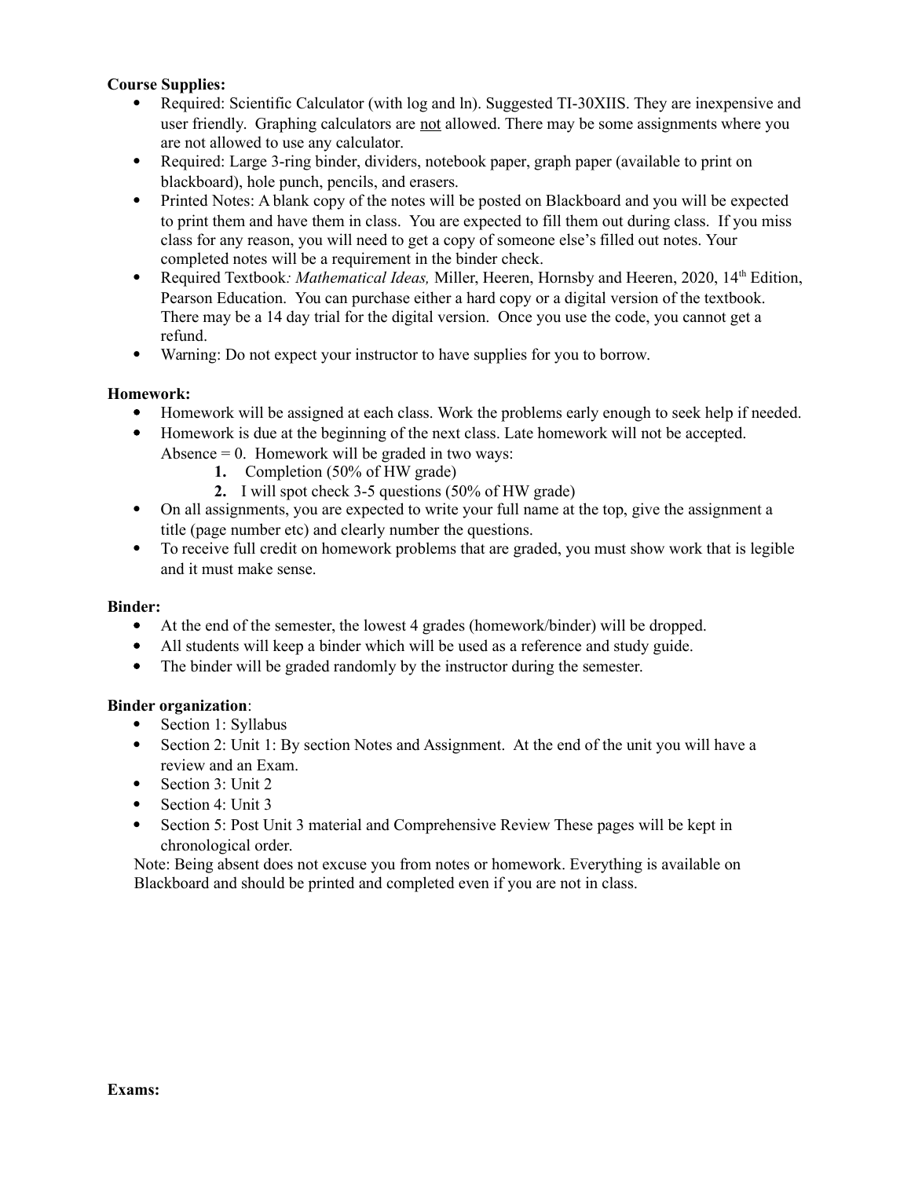**Course Supplies:**

- Required: Scientific Calculator (with log and ln). Suggested TI-30XIIS. They are inexpensive and user friendly. Graphing calculators are <u>not</u> allowed. There may be some assignments where you are not allowed to use any calculator.
- Required: Large 3-ring binder, dividers, notebook paper, graph paper (available to print on blackboard), hole punch, pencils, and erasers.
- Printed Notes: A blank copy of the notes will be posted on Blackboard and you will be expected to print them and have them in class. You are expected to fill them out during class. If you miss class for any reason, you will need to get a copy of someone else's filled out notes. Your completed notes will be a requirement in the binder check.
- Required Textbook*: Mathematical Ideas,* Miller, Heeren, Hornsby and Heeren, 2020, 14th Edition, Pearson Education. You can purchase either a hard copy or a digital version of the textbook. There may be a 14 day trial for the digital version. Once you use the code, you cannot get a refund.
- Warning: Do not expect your instructor to have supplies for you to borrow.

**Homework:**

- Homework will be assigned at each class. Work the problems early enough to seek help if needed.
- Homework is due at the beginning of the next class. Late homework will not be accepted. Absence = 0. Homework will be graded in two ways:
  1. Completion (50% of HW grade)
  2. I will spot check 3-5 questions (50% of HW grade)
- On all assignments, you are expected to write your full name at the top, give the assignment a title (page number etc) and clearly number the questions.
- To receive full credit on homework problems that are graded, you must show work that is legible and it must make sense.

**Binder:**

- At the end of the semester, the lowest 4 grades (homework/binder) will be dropped.
- All students will keep a binder which will be used as a reference and study guide.
- The binder will be graded randomly by the instructor during the semester.

**Binder organization**:

- Section 1: Syllabus
- Section 2: Unit 1: By section Notes and Assignment. At the end of the unit you will have a review and an Exam.
- Section 3: Unit 2
- Section 4: Unit 3
- Section 5: Post Unit 3 material and Comprehensive Review These pages will be kept in chronological order.

Note: Being absent does not excuse you from notes or homework. Everything is available on Blackboard and should be printed and completed even if you are not in class.

**Exams:**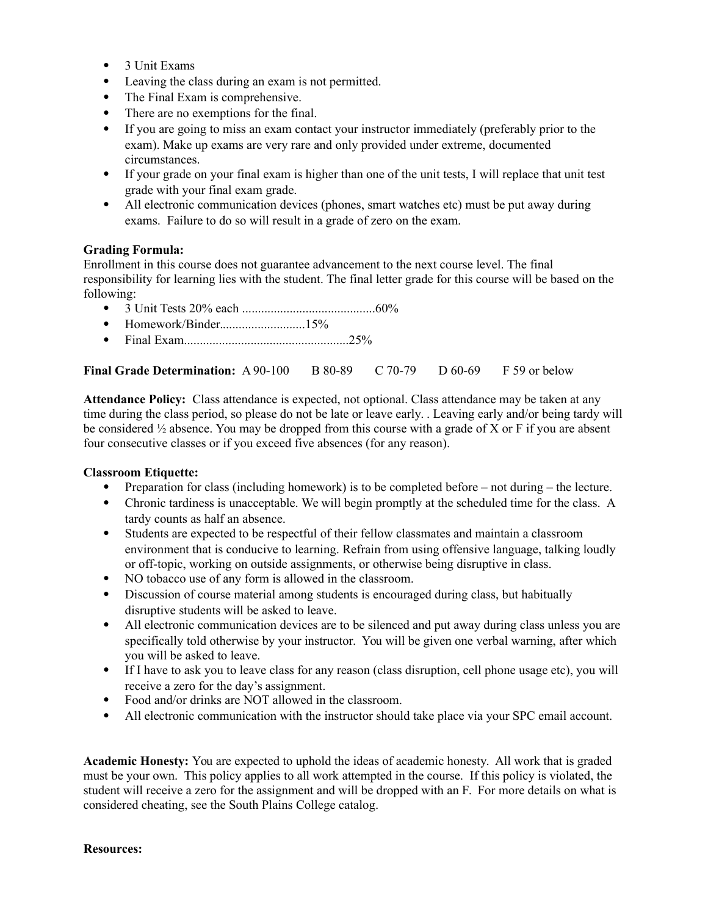- 3 Unit Exams
- Leaving the class during an exam is not permitted.
- The Final Exam is comprehensive.
- There are no exemptions for the final.
- If you are going to miss an exam contact your instructor immediately (preferably prior to the exam). Make up exams are very rare and only provided under extreme, documented circumstances.
- If your grade on your final exam is higher than one of the unit tests, I will replace that unit test grade with your final exam grade.
- All electronic communication devices (phones, smart watches etc) must be put away during exams. Failure to do so will result in a grade of zero on the exam.

**Grading Formula:**
Enrollment in this course does not guarantee advancement to the next course level. The final responsibility for learning lies with the student. The final letter grade for this course will be based on the following:

- 3 Unit Tests 20% each ..........................................60%
- Homework/Binder..........................15%
- Final Exam...................................................25%

**Final Grade Determination:** A 90-100 B 80-89 C 70-79 D 60-69 F 59 or below

**Attendance Policy:** Class attendance is expected, not optional. Class attendance may be taken at any time during the class period, so please do not be late or leave early. . Leaving early and/or being tardy will be considered ½ absence. You may be dropped from this course with a grade of X or F if you are absent four consecutive classes or if you exceed five absences (for any reason).

**Classroom Etiquette:**

- Preparation for class (including homework) is to be completed before – not during – the lecture.
- Chronic tardiness is unacceptable. We will begin promptly at the scheduled time for the class. A tardy counts as half an absence.
- Students are expected to be respectful of their fellow classmates and maintain a classroom environment that is conducive to learning. Refrain from using offensive language, talking loudly or off-topic, working on outside assignments, or otherwise being disruptive in class.
- NO tobacco use of any form is allowed in the classroom.
- Discussion of course material among students is encouraged during class, but habitually disruptive students will be asked to leave.
- All electronic communication devices are to be silenced and put away during class unless you are specifically told otherwise by your instructor. You will be given one verbal warning, after which you will be asked to leave.
- If I have to ask you to leave class for any reason (class disruption, cell phone usage etc), you will receive a zero for the day's assignment.
- Food and/or drinks are NOT allowed in the classroom.
- All electronic communication with the instructor should take place via your SPC email account.

**Academic Honesty:** You are expected to uphold the ideas of academic honesty. All work that is graded must be your own. This policy applies to all work attempted in the course. If this policy is violated, the student will receive a zero for the assignment and will be dropped with an F. For more details on what is considered cheating, see the South Plains College catalog.

**Resources:**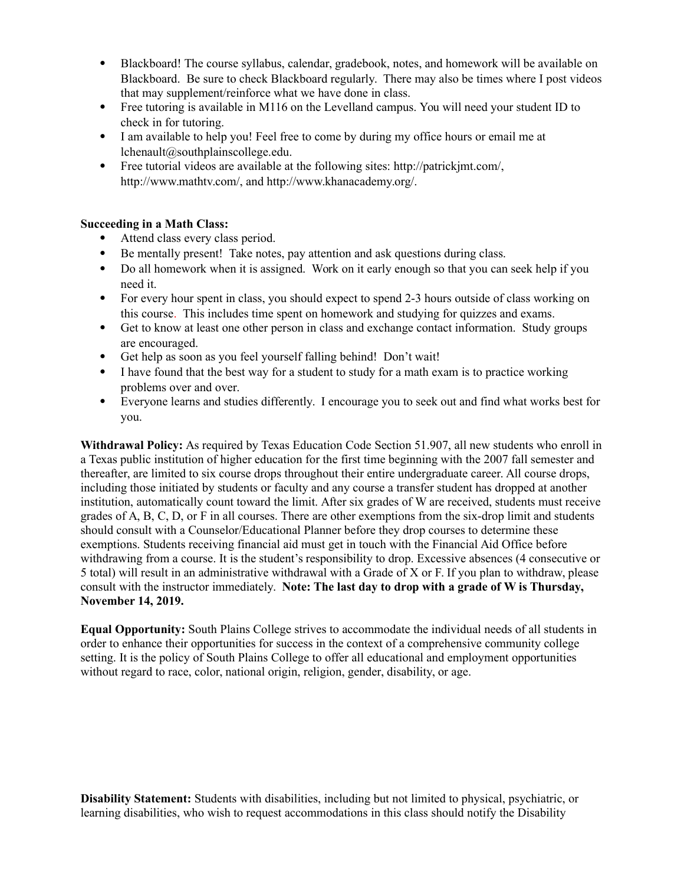- Blackboard! The course syllabus, calendar, gradebook, notes, and homework will be available on Blackboard. Be sure to check Blackboard regularly. There may also be times where I post videos that may supplement/reinforce what we have done in class.
- Free tutoring is available in M116 on the Levelland campus. You will need your student ID to check in for tutoring.
- I am available to help you! Feel free to come by during my office hours or email me at lchenault@southplainscollege.edu.
- Free tutorial videos are available at the following sites: http://patrickjmt.com/, http://www.mathtv.com/, and http://www.khanacademy.org/.

**Succeeding in a Math Class:**

- Attend class every class period.
- Be mentally present! Take notes, pay attention and ask questions during class.
- Do all homework when it is assigned. Work on it early enough so that you can seek help if you need it.
- For every hour spent in class, you should expect to spend 2-3 hours outside of class working on this course. This includes time spent on homework and studying for quizzes and exams.
- Get to know at least one other person in class and exchange contact information. Study groups are encouraged.
- Get help as soon as you feel yourself falling behind! Don't wait!
- I have found that the best way for a student to study for a math exam is to practice working problems over and over.
- Everyone learns and studies differently. I encourage you to seek out and find what works best for you.

**Withdrawal Policy:** As required by Texas Education Code Section 51.907, all new students who enroll in a Texas public institution of higher education for the first time beginning with the 2007 fall semester and thereafter, are limited to six course drops throughout their entire undergraduate career. All course drops, including those initiated by students or faculty and any course a transfer student has dropped at another institution, automatically count toward the limit. After six grades of W are received, students must receive grades of A, B, C, D, or F in all courses. There are other exemptions from the six-drop limit and students should consult with a Counselor/Educational Planner before they drop courses to determine these exemptions. Students receiving financial aid must get in touch with the Financial Aid Office before withdrawing from a course. It is the student's responsibility to drop. Excessive absences (4 consecutive or 5 total) will result in an administrative withdrawal with a Grade of X or F. If you plan to withdraw, please consult with the instructor immediately. **Note: The last day to drop with a grade of W is Thursday, November 14, 2019.**

**Equal Opportunity:** South Plains College strives to accommodate the individual needs of all students in order to enhance their opportunities for success in the context of a comprehensive community college setting. It is the policy of South Plains College to offer all educational and employment opportunities without regard to race, color, national origin, religion, gender, disability, or age.

**Disability Statement:** Students with disabilities, including but not limited to physical, psychiatric, or learning disabilities, who wish to request accommodations in this class should notify the Disability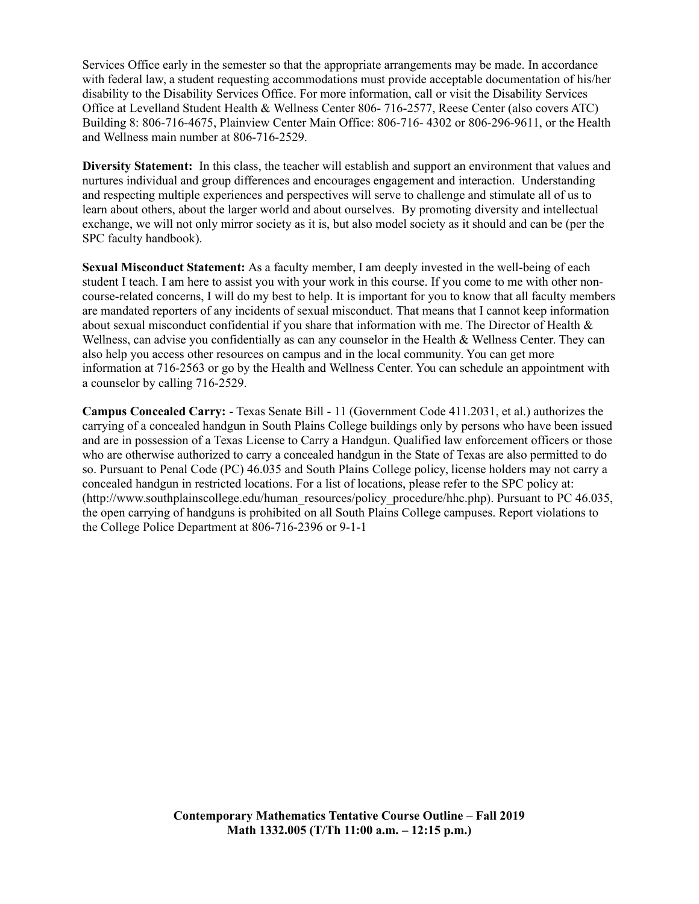Services Office early in the semester so that the appropriate arrangements may be made. In accordance with federal law, a student requesting accommodations must provide acceptable documentation of his/her disability to the Disability Services Office. For more information, call or visit the Disability Services Office at Levelland Student Health & Wellness Center 806- 716-2577, Reese Center (also covers ATC) Building 8: 806-716-4675, Plainview Center Main Office: 806-716- 4302 or 806-296-9611, or the Health and Wellness main number at 806-716-2529.

**Diversity Statement:** In this class, the teacher will establish and support an environment that values and nurtures individual and group differences and encourages engagement and interaction. Understanding and respecting multiple experiences and perspectives will serve to challenge and stimulate all of us to learn about others, about the larger world and about ourselves. By promoting diversity and intellectual exchange, we will not only mirror society as it is, but also model society as it should and can be (per the SPC faculty handbook).

**Sexual Misconduct Statement:** As a faculty member, I am deeply invested in the well-being of each student I teach. I am here to assist you with your work in this course. If you come to me with other non-course-related concerns, I will do my best to help. It is important for you to know that all faculty members are mandated reporters of any incidents of sexual misconduct. That means that I cannot keep information about sexual misconduct confidential if you share that information with me. The Director of Health & Wellness, can advise you confidentially as can any counselor in the Health & Wellness Center. They can also help you access other resources on campus and in the local community. You can get more information at 716-2563 or go by the Health and Wellness Center. You can schedule an appointment with a counselor by calling 716-2529.

**Campus Concealed Carry:** - Texas Senate Bill - 11 (Government Code 411.2031, et al.) authorizes the carrying of a concealed handgun in South Plains College buildings only by persons who have been issued and are in possession of a Texas License to Carry a Handgun. Qualified law enforcement officers or those who are otherwise authorized to carry a concealed handgun in the State of Texas are also permitted to do so. Pursuant to Penal Code (PC) 46.035 and South Plains College policy, license holders may not carry a concealed handgun in restricted locations. For a list of locations, please refer to the SPC policy at: (http://www.southplainscollege.edu/human_resources/policy_procedure/hhc.php). Pursuant to PC 46.035, the open carrying of handguns is prohibited on all South Plains College campuses. Report violations to the College Police Department at 806-716-2396 or 9-1-1

**Contemporary Mathematics Tentative Course Outline – Fall 2019**
**Math 1332.005 (T/Th 11:00 a.m. – 12:15 p.m.)**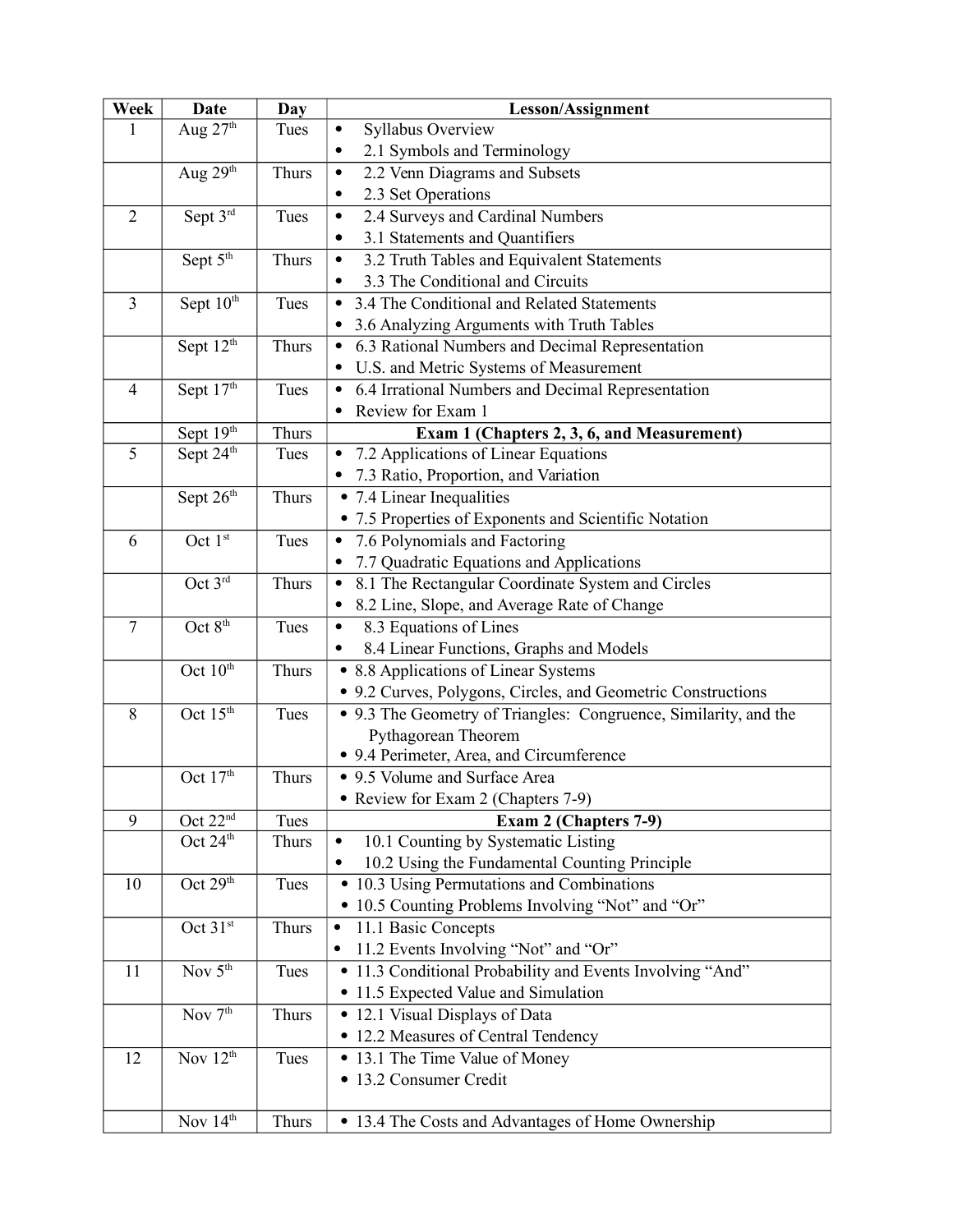| Week | Date | Day | Lesson/Assignment |
|---|---|---|---|
| 1 | Aug 27th | Tues | • Syllabus Overview<br>• 2.1 Symbols and Terminology |
| | Aug 29th | Thurs | • 2.2 Venn Diagrams and Subsets<br>• 2.3 Set Operations |
| 2 | Sept 3rd | Tues | • 2.4 Surveys and Cardinal Numbers<br>• 3.1 Statements and Quantifiers |
| | Sept 5th | Thurs | • 3.2 Truth Tables and Equivalent Statements<br>• 3.3 The Conditional and Circuits |
| 3 | Sept 10th | Tues | • 3.4 The Conditional and Related Statements<br>• 3.6 Analyzing Arguments with Truth Tables |
| | Sept 12th | Thurs | • 6.3 Rational Numbers and Decimal Representation<br>• U.S. and Metric Systems of Measurement |
| 4 | Sept 17th | Tues | • 6.4 Irrational Numbers and Decimal Representation<br>• Review for Exam 1 |
| | Sept 19th | Thurs | **Exam 1 (Chapters 2, 3, 6, and Measurement)** |
| 5 | Sept 24th | Tues | • 7.2 Applications of Linear Equations<br>• 7.3 Ratio, Proportion, and Variation |
| | Sept 26th | Thurs | • 7.4 Linear Inequalities<br>• 7.5 Properties of Exponents and Scientific Notation |
| 6 | Oct 1st | Tues | • 7.6 Polynomials and Factoring<br>• 7.7 Quadratic Equations and Applications |
| | Oct 3rd | Thurs | • 8.1 The Rectangular Coordinate System and Circles<br>• 8.2 Line, Slope, and Average Rate of Change |
| 7 | Oct 8th | Tues | • 8.3 Equations of Lines<br>• 8.4 Linear Functions, Graphs and Models |
| | Oct 10th | Thurs | • 8.8 Applications of Linear Systems<br>• 9.2 Curves, Polygons, Circles, and Geometric Constructions |
| 8 | Oct 15th | Tues | • 9.3 The Geometry of Triangles: Congruence, Similarity, and the Pythagorean Theorem<br>• 9.4 Perimeter, Area, and Circumference |
| | Oct 17th | Thurs | • 9.5 Volume and Surface Area<br>• Review for Exam 2 (Chapters 7-9) |
| 9 | Oct 22nd | Tues | **Exam 2 (Chapters 7-9)** |
| | Oct 24th | Thurs | • 10.1 Counting by Systematic Listing<br>• 10.2 Using the Fundamental Counting Principle |
| 10 | Oct 29th | Tues | • 10.3 Using Permutations and Combinations<br>• 10.5 Counting Problems Involving "Not" and "Or" |
| | Oct 31st | Thurs | • 11.1 Basic Concepts<br>• 11.2 Events Involving "Not" and "Or" |
| 11 | Nov 5th | Tues | • 11.3 Conditional Probability and Events Involving "And"<br>• 11.5 Expected Value and Simulation |
| | Nov 7th | Thurs | • 12.1 Visual Displays of Data<br>• 12.2 Measures of Central Tendency |
| 12 | Nov 12th | Tues | • 13.1 The Time Value of Money<br>• 13.2 Consumer Credit |
| | Nov 14th | Thurs | • 13.4 The Costs and Advantages of Home Ownership |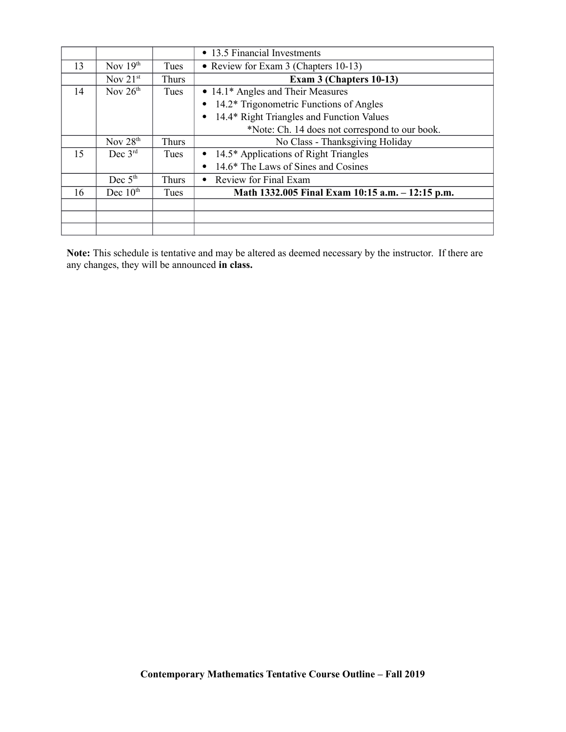| | | | |
|---|---|---|---|
| | | | • 13.5 Financial Investments |
| 13 | Nov 19th | Tues | • Review for Exam 3 (Chapters 10-13) |
| | Nov 21st | Thurs | **Exam 3 (Chapters 10-13)** |
| 14 | Nov 26th | Tues | • 14.1* Angles and Their Measures<br>• 14.2* Trigonometric Functions of Angles<br>• 14.4* Right Triangles and Function Values<br>*Note: Ch. 14 does not correspond to our book. |
| | Nov 28th | Thurs | No Class - Thanksgiving Holiday |
| 15 | Dec 3rd | Tues | • 14.5* Applications of Right Triangles<br>• 14.6* The Laws of Sines and Cosines |
| | Dec 5th | Thurs | • Review for Final Exam |
| 16 | Dec 10th | Tues | **Math 1332.005 Final Exam 10:15 a.m. – 12:15 p.m.** |
| | | | |
| | | | |
| | | | |

**Note:** This schedule is tentative and may be altered as deemed necessary by the instructor. If there are any changes, they will be announced **in class.**

**Contemporary Mathematics Tentative Course Outline – Fall 2019**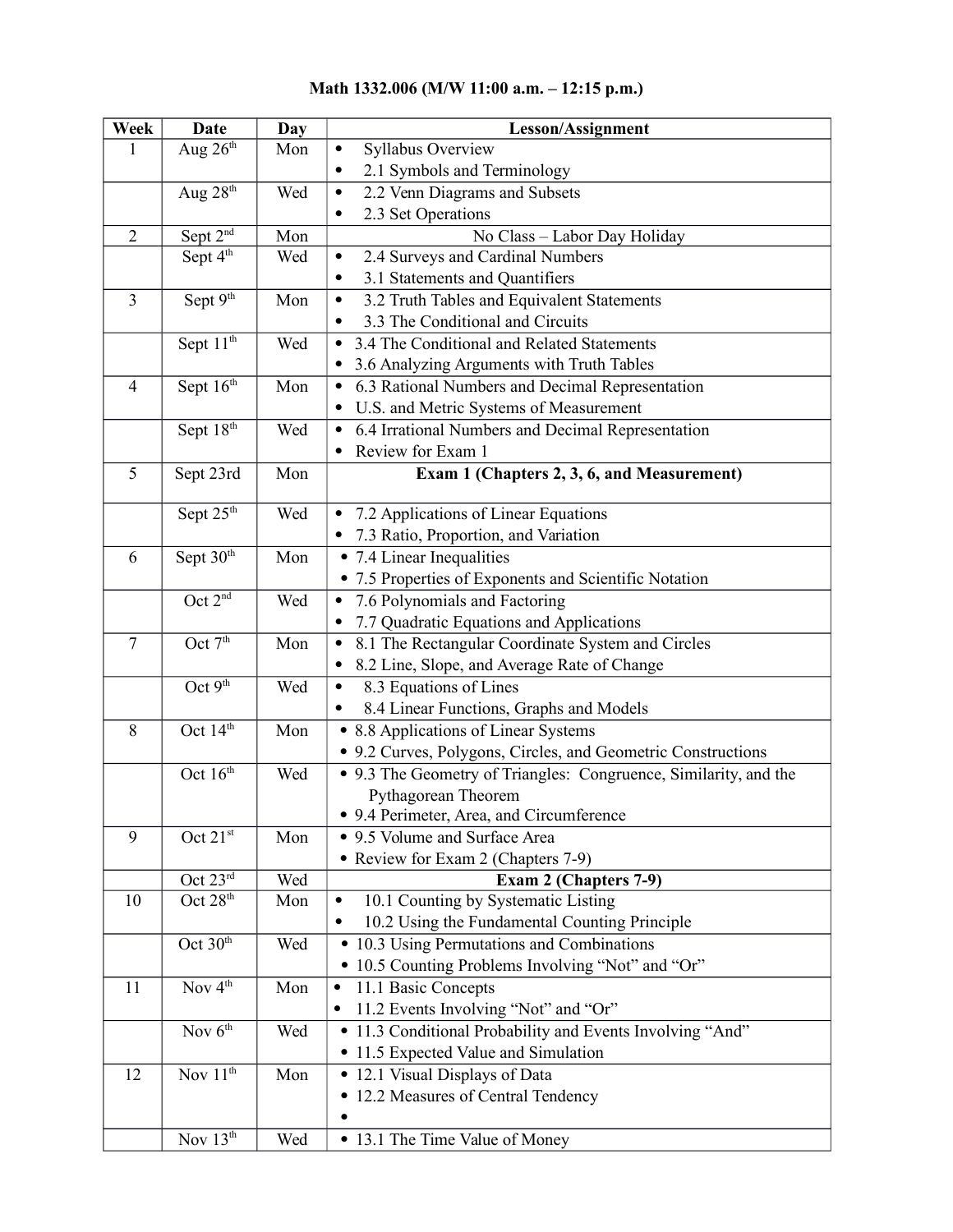**Math 1332.006 (M/W 11:00 a.m. – 12:15 p.m.)**

| Week | Date | Day | Lesson/Assignment |
|---|---|---|---|
| 1 | Aug 26th | Mon | • Syllabus Overview<br>• 2.1 Symbols and Terminology |
| | Aug 28th | Wed | • 2.2 Venn Diagrams and Subsets<br>• 2.3 Set Operations |
| 2 | Sept 2nd | Mon | No Class – Labor Day Holiday |
| | Sept 4th | Wed | • 2.4 Surveys and Cardinal Numbers<br>• 3.1 Statements and Quantifiers |
| 3 | Sept 9th | Mon | • 3.2 Truth Tables and Equivalent Statements<br>• 3.3 The Conditional and Circuits |
| | Sept 11th | Wed | • 3.4 The Conditional and Related Statements<br>• 3.6 Analyzing Arguments with Truth Tables |
| 4 | Sept 16th | Mon | • 6.3 Rational Numbers and Decimal Representation<br>• U.S. and Metric Systems of Measurement |
| | Sept 18th | Wed | • 6.4 Irrational Numbers and Decimal Representation<br>• Review for Exam 1 |
| 5 | Sept 23rd | Mon | **Exam 1 (Chapters 2, 3, 6, and Measurement)** |
| | Sept 25th | Wed | • 7.2 Applications of Linear Equations<br>• 7.3 Ratio, Proportion, and Variation |
| 6 | Sept 30th | Mon | • 7.4 Linear Inequalities<br>• 7.5 Properties of Exponents and Scientific Notation |
| | Oct 2nd | Wed | • 7.6 Polynomials and Factoring<br>• 7.7 Quadratic Equations and Applications |
| 7 | Oct 7th | Mon | • 8.1 The Rectangular Coordinate System and Circles<br>• 8.2 Line, Slope, and Average Rate of Change |
| | Oct 9th | Wed | • 8.3 Equations of Lines<br>• 8.4 Linear Functions, Graphs and Models |
| 8 | Oct 14th | Mon | • 8.8 Applications of Linear Systems<br>• 9.2 Curves, Polygons, Circles, and Geometric Constructions |
| | Oct 16th | Wed | • 9.3 The Geometry of Triangles: Congruence, Similarity, and the Pythagorean Theorem<br>• 9.4 Perimeter, Area, and Circumference |
| 9 | Oct 21st | Mon | • 9.5 Volume and Surface Area<br>• Review for Exam 2 (Chapters 7-9) |
| | Oct 23rd | Wed | **Exam 2 (Chapters 7-9)** |
| 10 | Oct 28th | Mon | • 10.1 Counting by Systematic Listing<br>• 10.2 Using the Fundamental Counting Principle |
| | Oct 30th | Wed | • 10.3 Using Permutations and Combinations<br>• 10.5 Counting Problems Involving "Not" and "Or" |
| 11 | Nov 4th | Mon | • 11.1 Basic Concepts<br>• 11.2 Events Involving "Not" and "Or" |
| | Nov 6th | Wed | • 11.3 Conditional Probability and Events Involving "And"<br>• 11.5 Expected Value and Simulation |
| 12 | Nov 11th | Mon | • 12.1 Visual Displays of Data<br>• 12.2 Measures of Central Tendency<br>• |
| | Nov 13th | Wed | • 13.1 The Time Value of Money |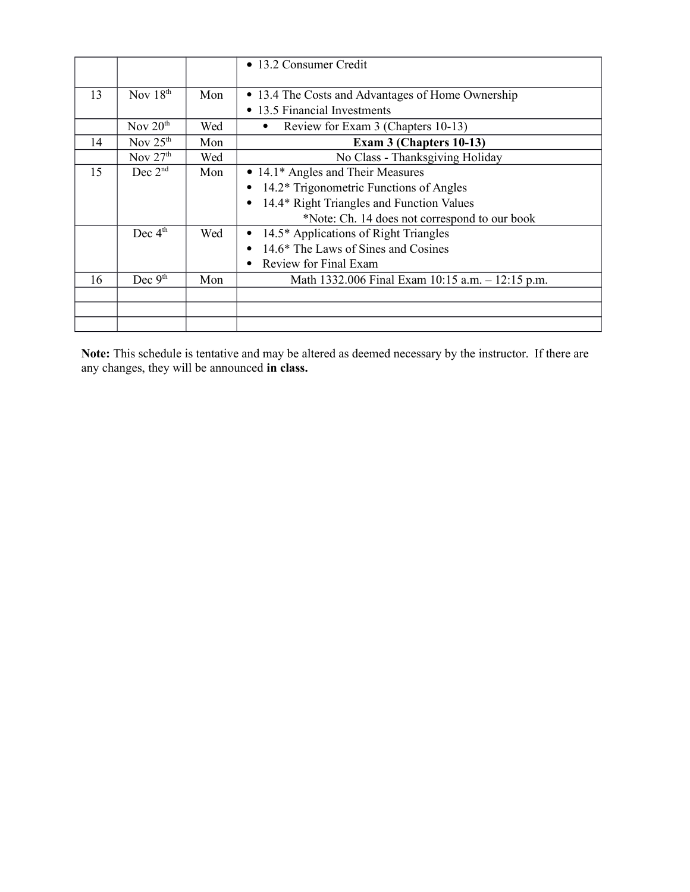| | | | |
|---|---|---|---|
| | | | • 13.2 Consumer Credit |
| 13 | Nov 18th | Mon | • 13.4 The Costs and Advantages of Home Ownership<br>• 13.5 Financial Investments |
| | Nov 20th | Wed | • Review for Exam 3 (Chapters 10-13) |
| 14 | Nov 25th | Mon | **Exam 3 (Chapters 10-13)** |
| | Nov 27th | Wed | No Class - Thanksgiving Holiday |
| 15 | Dec 2nd | Mon | • 14.1* Angles and Their Measures<br>• 14.2* Trigonometric Functions of Angles<br>• 14.4* Right Triangles and Function Values<br>*Note: Ch. 14 does not correspond to our book |
| | Dec 4th | Wed | • 14.5* Applications of Right Triangles<br>• 14.6* The Laws of Sines and Cosines<br>• Review for Final Exam |
| 16 | Dec 9th | Mon | Math 1332.006 Final Exam 10:15 a.m. – 12:15 p.m. |
| | | | |
| | | | |
| | | | |

**Note:** This schedule is tentative and may be altered as deemed necessary by the instructor. If there are any changes, they will be announced **in class.**